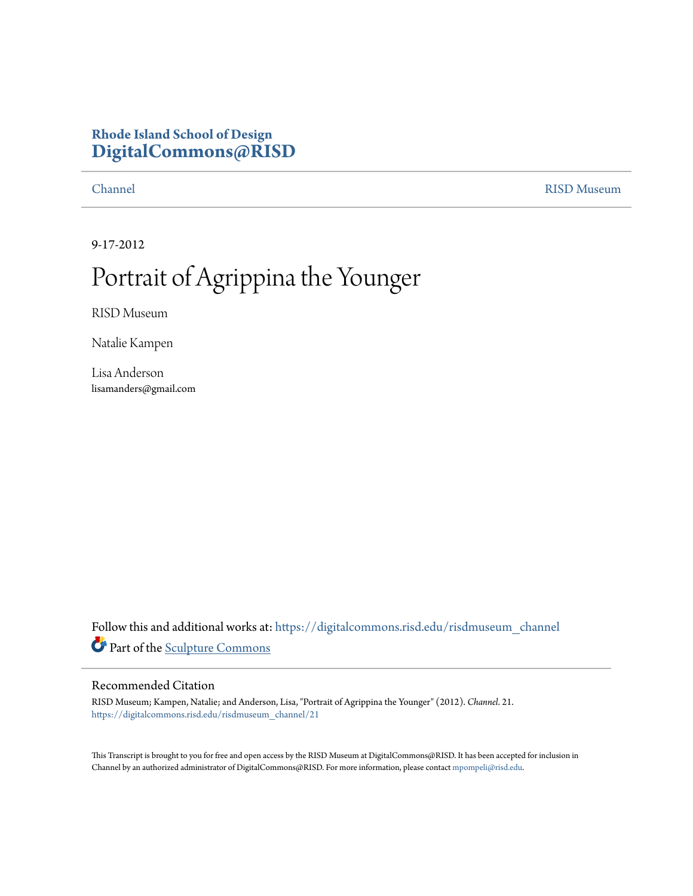**Rhode Island School of Design**
**DigitalCommons@RISD**

Channel RISD Museum

9-17-2012

# Portrait of Agrippina the Younger

RISD Museum

Natalie Kampen

Lisa Anderson
lisamanders@gmail.com

Follow this and additional works at: https://digitalcommons.risd.edu/risdmuseum_channel

Part of the Sculpture Commons

## Recommended Citation

RISD Museum; Kampen, Natalie; and Anderson, Lisa, "Portrait of Agrippina the Younger" (2012). *Channel*. 21.
https://digitalcommons.risd.edu/risdmuseum_channel/21

This Transcript is brought to you for free and open access by the RISD Museum at DigitalCommons@RISD. It has been accepted for inclusion in Channel by an authorized administrator of DigitalCommons@RISD. For more information, please contact mpompeli@risd.edu.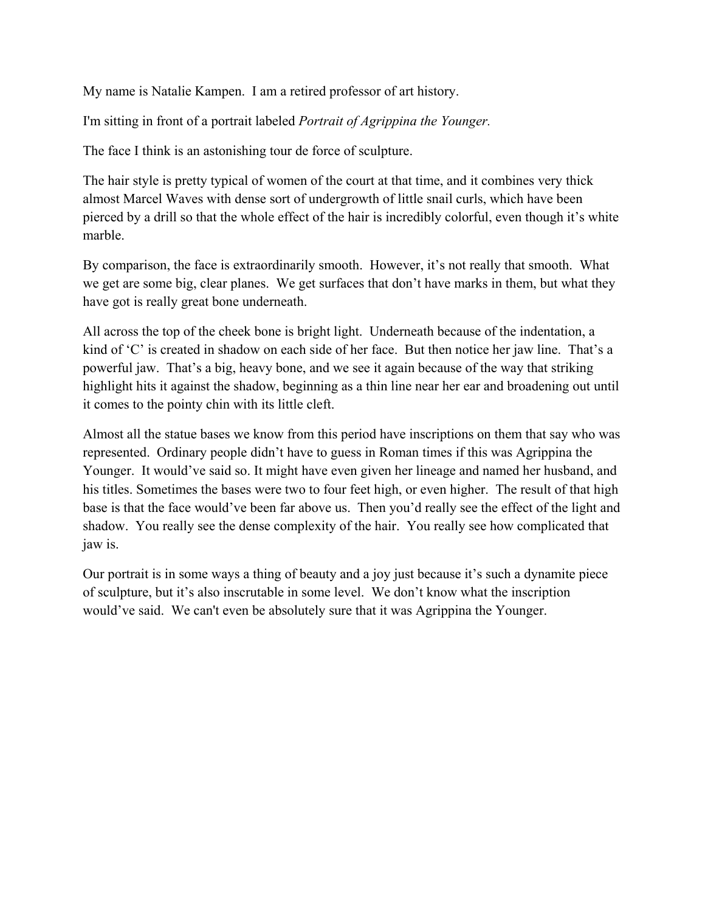My name is Natalie Kampen. I am a retired professor of art history.

I'm sitting in front of a portrait labeled *Portrait of Agrippina the Younger.*

The face I think is an astonishing tour de force of sculpture.

The hair style is pretty typical of women of the court at that time, and it combines very thick almost Marcel Waves with dense sort of undergrowth of little snail curls, which have been pierced by a drill so that the whole effect of the hair is incredibly colorful, even though it's white marble.

By comparison, the face is extraordinarily smooth. However, it's not really that smooth. What we get are some big, clear planes. We get surfaces that don't have marks in them, but what they have got is really great bone underneath.

All across the top of the cheek bone is bright light. Underneath because of the indentation, a kind of 'C' is created in shadow on each side of her face. But then notice her jaw line. That's a powerful jaw. That's a big, heavy bone, and we see it again because of the way that striking highlight hits it against the shadow, beginning as a thin line near her ear and broadening out until it comes to the pointy chin with its little cleft.

Almost all the statue bases we know from this period have inscriptions on them that say who was represented. Ordinary people didn't have to guess in Roman times if this was Agrippina the Younger. It would've said so. It might have even given her lineage and named her husband, and his titles. Sometimes the bases were two to four feet high, or even higher. The result of that high base is that the face would've been far above us. Then you'd really see the effect of the light and shadow. You really see the dense complexity of the hair. You really see how complicated that jaw is.

Our portrait is in some ways a thing of beauty and a joy just because it's such a dynamite piece of sculpture, but it's also inscrutable in some level. We don't know what the inscription would've said. We can't even be absolutely sure that it was Agrippina the Younger.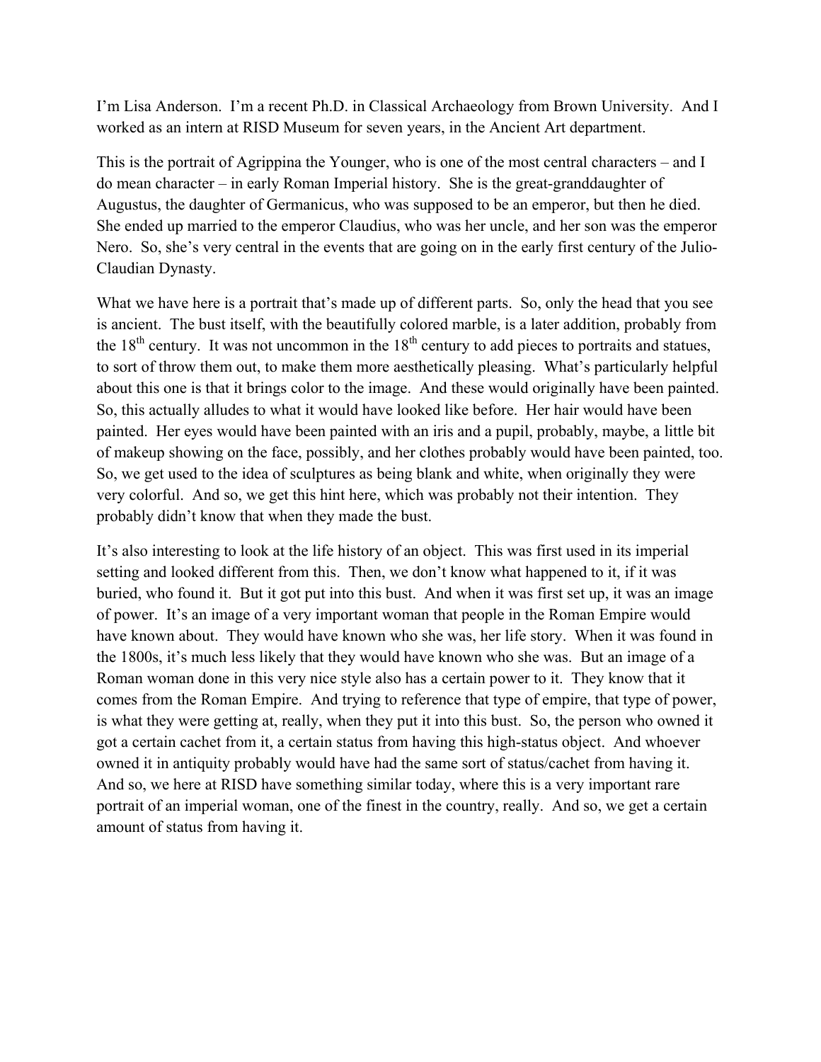I'm Lisa Anderson. I'm a recent Ph.D. in Classical Archaeology from Brown University. And I worked as an intern at RISD Museum for seven years, in the Ancient Art department.

This is the portrait of Agrippina the Younger, who is one of the most central characters – and I do mean character – in early Roman Imperial history. She is the great-granddaughter of Augustus, the daughter of Germanicus, who was supposed to be an emperor, but then he died. She ended up married to the emperor Claudius, who was her uncle, and her son was the emperor Nero. So, she's very central in the events that are going on in the early first century of the Julio-Claudian Dynasty.

What we have here is a portrait that's made up of different parts. So, only the head that you see is ancient. The bust itself, with the beautifully colored marble, is a later addition, probably from the 18th century. It was not uncommon in the 18th century to add pieces to portraits and statues, to sort of throw them out, to make them more aesthetically pleasing. What's particularly helpful about this one is that it brings color to the image. And these would originally have been painted. So, this actually alludes to what it would have looked like before. Her hair would have been painted. Her eyes would have been painted with an iris and a pupil, probably, maybe, a little bit of makeup showing on the face, possibly, and her clothes probably would have been painted, too. So, we get used to the idea of sculptures as being blank and white, when originally they were very colorful. And so, we get this hint here, which was probably not their intention. They probably didn't know that when they made the bust.

It's also interesting to look at the life history of an object. This was first used in its imperial setting and looked different from this. Then, we don't know what happened to it, if it was buried, who found it. But it got put into this bust. And when it was first set up, it was an image of power. It's an image of a very important woman that people in the Roman Empire would have known about. They would have known who she was, her life story. When it was found in the 1800s, it's much less likely that they would have known who she was. But an image of a Roman woman done in this very nice style also has a certain power to it. They know that it comes from the Roman Empire. And trying to reference that type of empire, that type of power, is what they were getting at, really, when they put it into this bust. So, the person who owned it got a certain cachet from it, a certain status from having this high-status object. And whoever owned it in antiquity probably would have had the same sort of status/cachet from having it. And so, we here at RISD have something similar today, where this is a very important rare portrait of an imperial woman, one of the finest in the country, really. And so, we get a certain amount of status from having it.